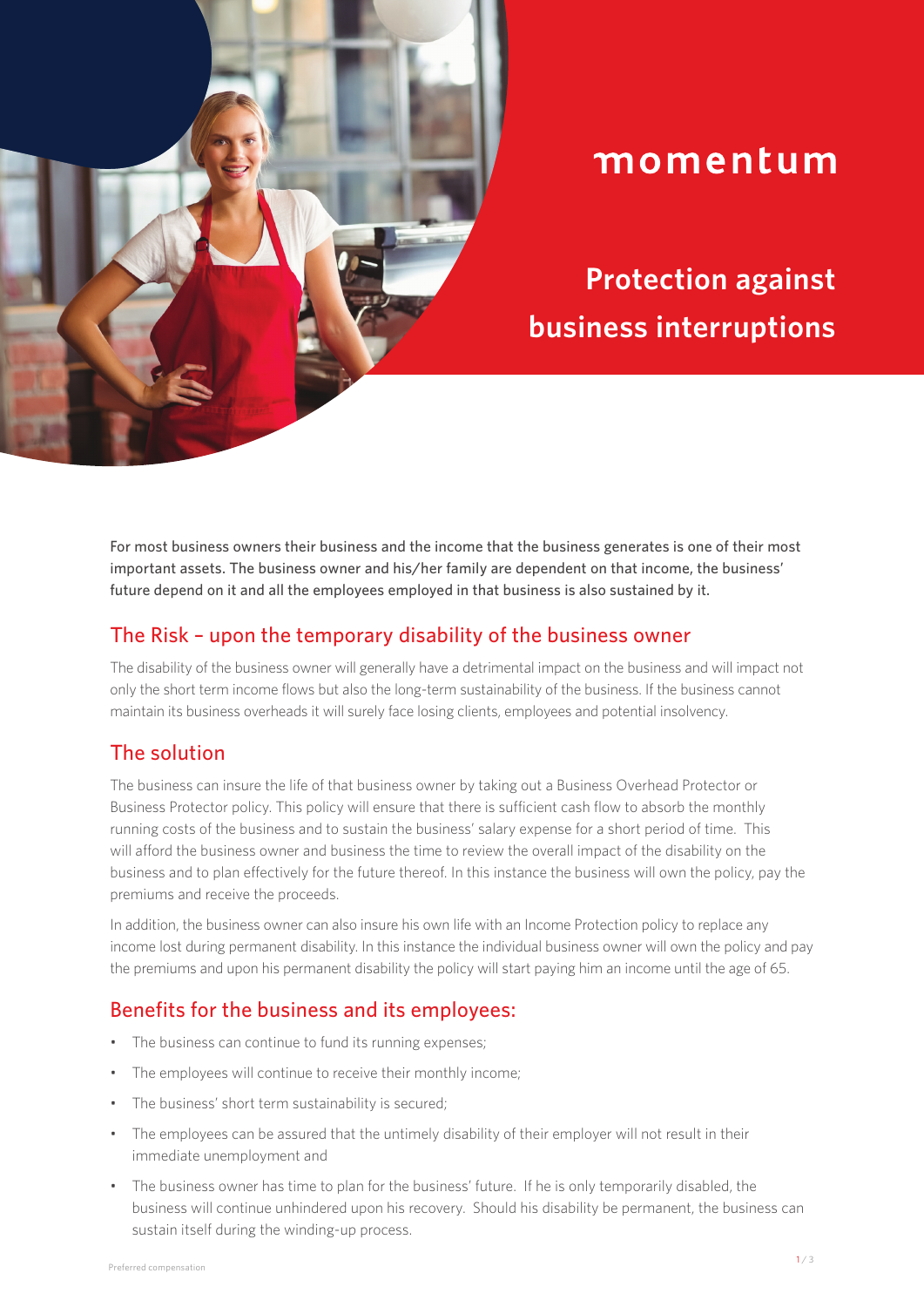momentum

# Protection against business interruptions

For most business owners their business and the income that the business generates is one of their most important assets. The business owner and his/her family are dependent on that income, the business' future depend on it and all the employees employed in that business is also sustained by it.

## The Risk – upon the temporary disability of the business owner

The disability of the business owner will generally have a detrimental impact on the business and will impact not only the short term income flows but also the long-term sustainability of the business. If the business cannot maintain its business overheads it will surely face losing clients, employees and potential insolvency.

## The solution

The business can insure the life of that business owner by taking out a Business Overhead Protector or Business Protector policy. This policy will ensure that there is sufficient cash flow to absorb the monthly running costs of the business and to sustain the business' salary expense for a short period of time. This will afford the business owner and business the time to review the overall impact of the disability on the business and to plan effectively for the future thereof. In this instance the business will own the policy, pay the premiums and receive the proceeds.

In addition, the business owner can also insure his own life with an Income Protection policy to replace any income lost during permanent disability. In this instance the individual business owner will own the policy and pay the premiums and upon his permanent disability the policy will start paying him an income until the age of 65.

## Benefits for the business and its employees:

- The business can continue to fund its running expenses;
- The employees will continue to receive their monthly income;
- The business' short term sustainability is secured;
- The employees can be assured that the untimely disability of their employer will not result in their immediate unemployment and
- The business owner has time to plan for the business' future. If he is only temporarily disabled, the business will continue unhindered upon his recovery. Should his disability be permanent, the business can sustain itself during the winding-up process.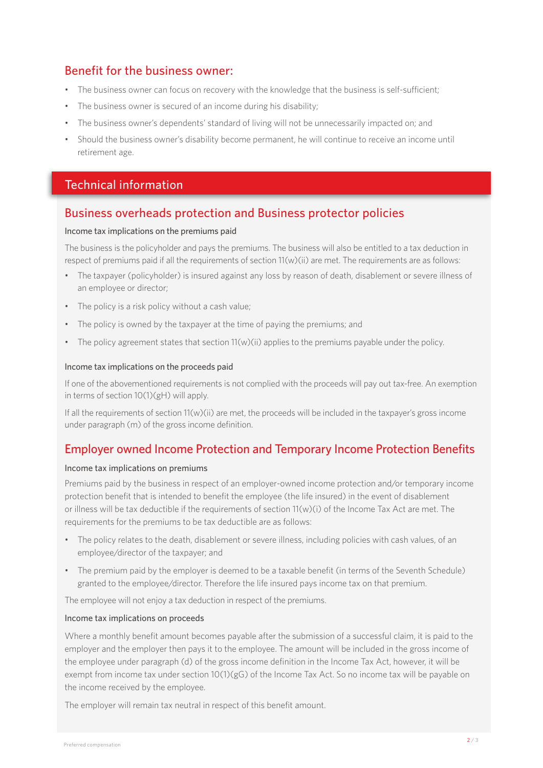## Benefit for the business owner:

- The business owner can focus on recovery with the knowledge that the business is self-sufficient;
- The business owner is secured of an income during his disability;
- The business owner's dependents' standard of living will not be unnecessarily impacted on; and
- Should the business owner's disability become permanent, he will continue to receive an income until retirement age.

# Technical information

## Business overheads protection and Business protector policies

### Income tax implications on the premiums paid

The business is the policyholder and pays the premiums. The business will also be entitled to a tax deduction in respect of premiums paid if all the requirements of section 11(w)(ii) are met. The requirements are as follows:

- The taxpayer (policyholder) is insured against any loss by reason of death, disablement or severe illness of an employee or director;
- The policy is a risk policy without a cash value;
- The policy is owned by the taxpayer at the time of paying the premiums; and
- The policy agreement states that section 11(w)(ii) applies to the premiums payable under the policy.

### Income tax implications on the proceeds paid

If one of the abovementioned requirements is not complied with the proceeds will pay out tax-free. An exemption in terms of section 10(1)(gH) will apply.

If all the requirements of section 11(w)(ii) are met, the proceeds will be included in the taxpayer's gross income under paragraph (m) of the gross income definition.

## Employer owned Income Protection and Temporary Income Protection Benefits

### Income tax implications on premiums

Premiums paid by the business in respect of an employer-owned income protection and/or temporary income protection benefit that is intended to benefit the employee (the life insured) in the event of disablement or illness will be tax deductible if the requirements of section 11(w)(i) of the Income Tax Act are met. The requirements for the premiums to be tax deductible are as follows:

- The policy relates to the death, disablement or severe illness, including policies with cash values, of an employee/director of the taxpayer; and
- The premium paid by the employer is deemed to be a taxable benefit (in terms of the Seventh Schedule) granted to the employee/director. Therefore the life insured pays income tax on that premium.

The employee will not enjoy a tax deduction in respect of the premiums.

### Income tax implications on proceeds

Where a monthly benefit amount becomes payable after the submission of a successful claim, it is paid to the employer and the employer then pays it to the employee. The amount will be included in the gross income of the employee under paragraph (d) of the gross income definition in the Income Tax Act, however, it will be exempt from income tax under section 10(1)(gG) of the Income Tax Act. So no income tax will be payable on the income received by the employee.

The employer will remain tax neutral in respect of this benefit amount.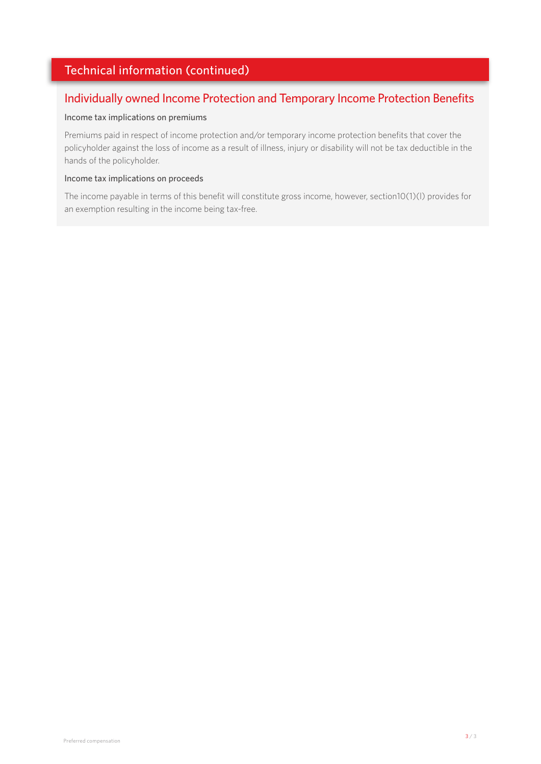## Technical information (continued)

### Individually owned Income Protection and Temporary Income Protection Benefits

#### Income tax implications on premiums

Premiums paid in respect of income protection and/or temporary income protection benefits that cover the policyholder against the loss of income as a result of illness, injury or disability will not be tax deductible in the hands of the policyholder.

#### Income tax implications on proceeds

The income payable in terms of this benefit will constitute gross income, however, section10(1)(l) provides for an exemption resulting in the income being tax-free.